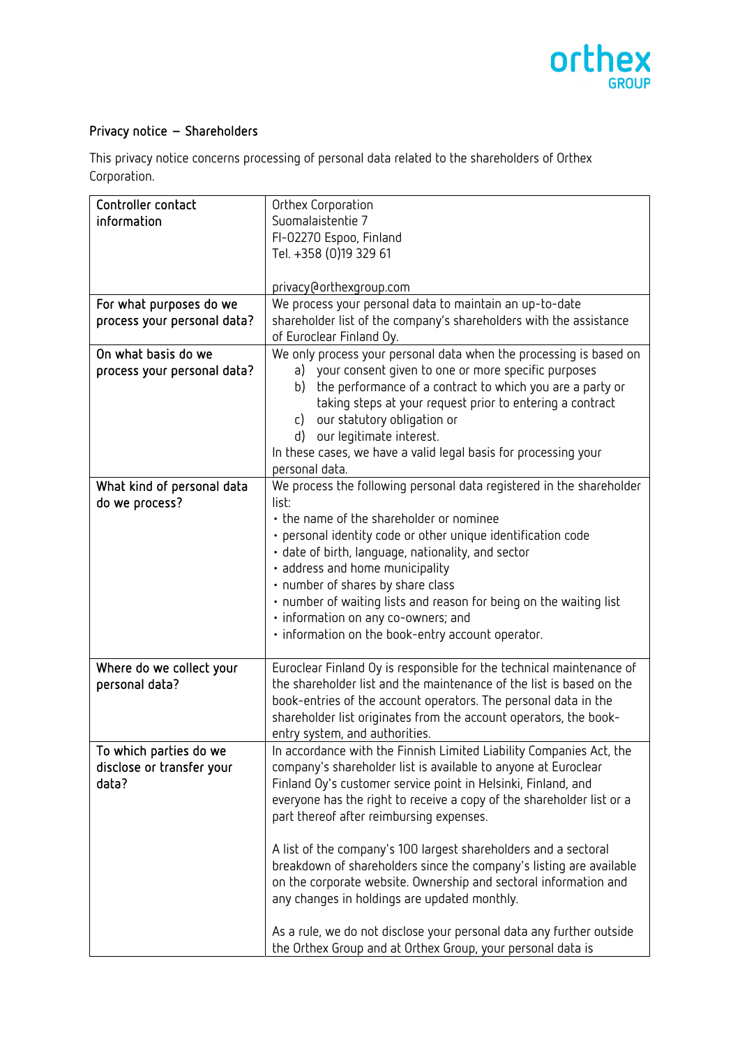## Privacy notice – Shareholders

This privacy notice concerns processing of personal data related to the shareholders of Orthex Corporation.

| Controller contact information | Orthex Corporation<br>Suomalaistentie 7<br>FI-02270 Espoo, Finland<br>Tel. +358 (0)19 329 61<br><br>privacy@orthexgroup.com |
|---|---|
| For what purposes do we process your personal data? | We process your personal data to maintain an up-to-date shareholder list of the company's shareholders with the assistance of Euroclear Finland Oy. |
| On what basis do we process your personal data? | We only process your personal data when the processing is based on<br>a) your consent given to one or more specific purposes<br>b) the performance of a contract to which you are a party or taking steps at your request prior to entering a contract<br>c) our statutory obligation or<br>d) our legitimate interest.<br>In these cases, we have a valid legal basis for processing your personal data. |
| What kind of personal data do we process? | We process the following personal data registered in the shareholder list:<br>• the name of the shareholder or nominee<br>• personal identity code or other unique identification code<br>• date of birth, language, nationality, and sector<br>• address and home municipality<br>• number of shares by share class<br>• number of waiting lists and reason for being on the waiting list<br>• information on any co-owners; and<br>• information on the book-entry account operator. |
| Where do we collect your personal data? | Euroclear Finland Oy is responsible for the technical maintenance of the shareholder list and the maintenance of the list is based on the book-entries of the account operators. The personal data in the shareholder list originates from the account operators, the book-entry system, and authorities. |
| To which parties do we disclose or transfer your data? | In accordance with the Finnish Limited Liability Companies Act, the company's shareholder list is available to anyone at Euroclear Finland Oy's customer service point in Helsinki, Finland, and everyone has the right to receive a copy of the shareholder list or a part thereof after reimbursing expenses.<br><br>A list of the company's 100 largest shareholders and a sectoral breakdown of shareholders since the company's listing are available on the corporate website. Ownership and sectoral information and any changes in holdings are updated monthly.<br><br>As a rule, we do not disclose your personal data any further outside the Orthex Group and at Orthex Group, your personal data is |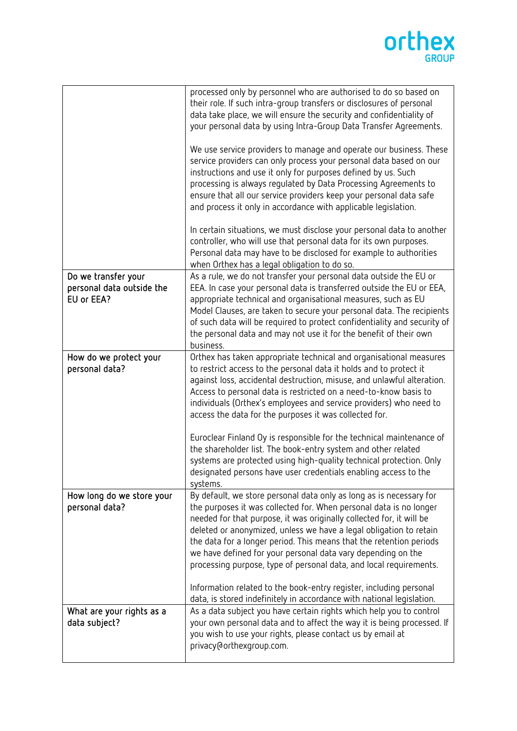| | |
|---|---|
| | processed only by personnel who are authorised to do so based on their role. If such intra-group transfers or disclosures of personal data take place, we will ensure the security and confidentiality of your personal data by using Intra-Group Data Transfer Agreements.<br><br>We use service providers to manage and operate our business. These service providers can only process your personal data based on our instructions and use it only for purposes defined by us. Such processing is always regulated by Data Processing Agreements to ensure that all our service providers keep your personal data safe and process it only in accordance with applicable legislation.<br><br>In certain situations, we must disclose your personal data to another controller, who will use that personal data for its own purposes. Personal data may have to be disclosed for example to authorities when Orthex has a legal obligation to do so. |
| Do we transfer your personal data outside the EU or EEA? | As a rule, we do not transfer your personal data outside the EU or EEA. In case your personal data is transferred outside the EU or EEA, appropriate technical and organisational measures, such as EU Model Clauses, are taken to secure your personal data. The recipients of such data will be required to protect confidentiality and security of the personal data and may not use it for the benefit of their own business. |
| How do we protect your personal data? | Orthex has taken appropriate technical and organisational measures to restrict access to the personal data it holds and to protect it against loss, accidental destruction, misuse, and unlawful alteration. Access to personal data is restricted on a need-to-know basis to individuals (Orthex's employees and service providers) who need to access the data for the purposes it was collected for.<br><br>Euroclear Finland Oy is responsible for the technical maintenance of the shareholder list. The book-entry system and other related systems are protected using high-quality technical protection. Only designated persons have user credentials enabling access to the systems. |
| How long do we store your personal data? | By default, we store personal data only as long as is necessary for the purposes it was collected for. When personal data is no longer needed for that purpose, it was originally collected for, it will be deleted or anonymized, unless we have a legal obligation to retain the data for a longer period. This means that the retention periods we have defined for your personal data vary depending on the processing purpose, type of personal data, and local requirements.<br><br>Information related to the book-entry register, including personal data, is stored indefinitely in accordance with national legislation. |
| What are your rights as a data subject? | As a data subject you have certain rights which help you to control your own personal data and to affect the way it is being processed. If you wish to use your rights, please contact us by email at privacy@orthexgroup.com. |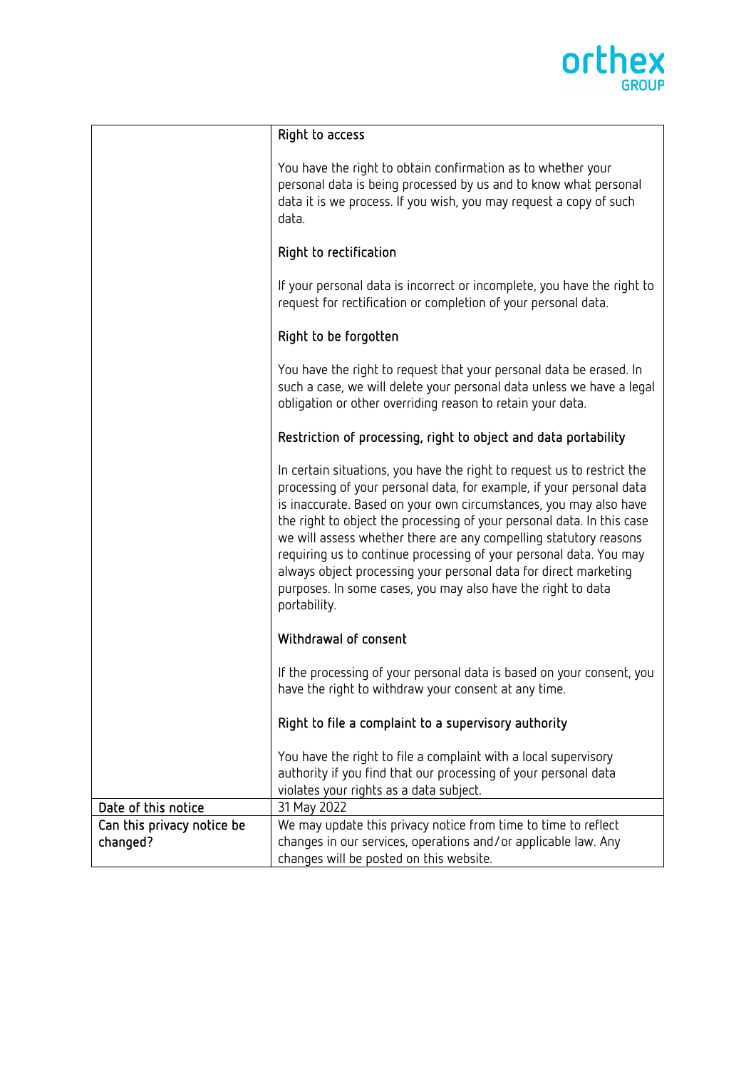| | |
|---|---|
| | Right to access<br><br>You have the right to obtain confirmation as to whether your personal data is being processed by us and to know what personal data it is we process. If you wish, you may request a copy of such data.<br><br>Right to rectification<br><br>If your personal data is incorrect or incomplete, you have the right to request for rectification or completion of your personal data.<br><br>Right to be forgotten<br><br>You have the right to request that your personal data be erased. In such a case, we will delete your personal data unless we have a legal obligation or other overriding reason to retain your data.<br><br>Restriction of processing, right to object and data portability<br><br>In certain situations, you have the right to request us to restrict the processing of your personal data, for example, if your personal data is inaccurate. Based on your own circumstances, you may also have the right to object the processing of your personal data. In this case we will assess whether there are any compelling statutory reasons requiring us to continue processing of your personal data. You may always object processing your personal data for direct marketing purposes. In some cases, you may also have the right to data portability.<br><br>Withdrawal of consent<br><br>If the processing of your personal data is based on your consent, you have the right to withdraw your consent at any time.<br><br>Right to file a complaint to a supervisory authority<br><br>You have the right to file a complaint with a local supervisory authority if you find that our processing of your personal data violates your rights as a data subject. |
| Date of this notice | 31 May 2022 |
| Can this privacy notice be changed? | We may update this privacy notice from time to time to reflect changes in our services, operations and/or applicable law. Any changes will be posted on this website. |